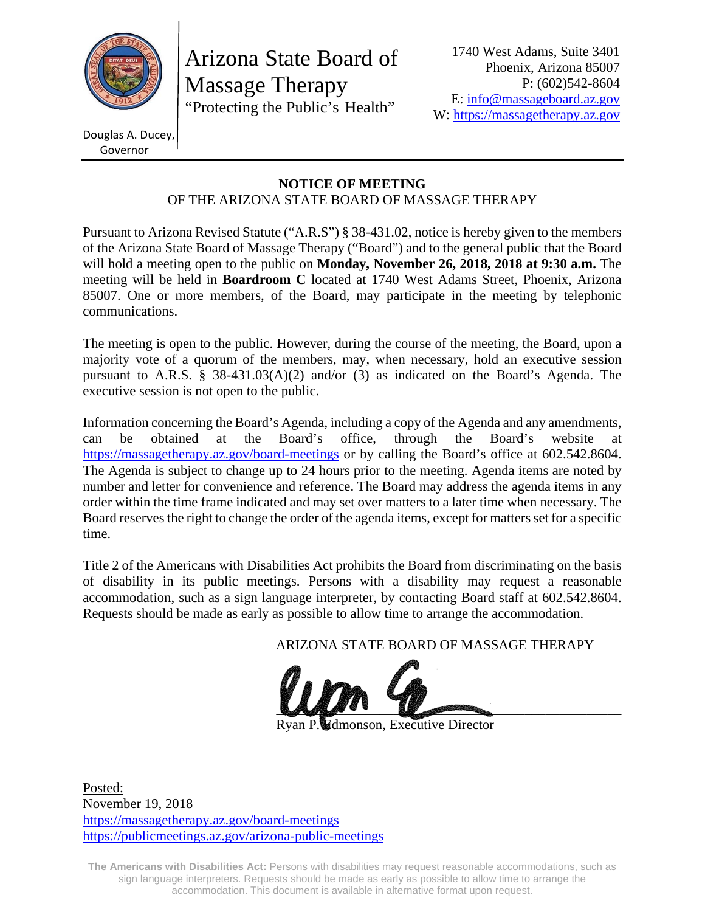Douglas A. Ducey, Governor

# Arizona State Board of Massage Therapy

"Protecting the Public's Health"

1740 West Adams, Suite 3401
Phoenix, Arizona 85007
P: (602)542-8604
E: info@massageboard.az.gov
W: https://massagetherapy.az.gov

## NOTICE OF MEETING
OF THE ARIZONA STATE BOARD OF MASSAGE THERAPY

Pursuant to Arizona Revised Statute ("A.R.S") § 38-431.02, notice is hereby given to the members of the Arizona State Board of Massage Therapy ("Board") and to the general public that the Board will hold a meeting open to the public on **Monday, November 26, 2018, 2018 at 9:30 a.m.** The meeting will be held in **Boardroom C** located at 1740 West Adams Street, Phoenix, Arizona 85007. One or more members, of the Board, may participate in the meeting by telephonic communications.

The meeting is open to the public. However, during the course of the meeting, the Board, upon a majority vote of a quorum of the members, may, when necessary, hold an executive session pursuant to A.R.S. § 38-431.03(A)(2) and/or (3) as indicated on the Board's Agenda. The executive session is not open to the public.

Information concerning the Board's Agenda, including a copy of the Agenda and any amendments, can be obtained at the Board's office, through the Board's website at https://massagetherapy.az.gov/board-meetings or by calling the Board's office at 602.542.8604. The Agenda is subject to change up to 24 hours prior to the meeting. Agenda items are noted by number and letter for convenience and reference. The Board may address the agenda items in any order within the time frame indicated and may set over matters to a later time when necessary. The Board reserves the right to change the order of the agenda items, except for matters set for a specific time.

Title 2 of the Americans with Disabilities Act prohibits the Board from discriminating on the basis of disability in its public meetings. Persons with a disability may request a reasonable accommodation, such as a sign language interpreter, by contacting Board staff at 602.542.8604. Requests should be made as early as possible to allow time to arrange the accommodation.

ARIZONA STATE BOARD OF MASSAGE THERAPY

Ryan P. Edmonson, Executive Director

Posted:
November 19, 2018
https://massagetherapy.az.gov/board-meetings
https://publicmeetings.az.gov/arizona-public-meetings

**The Americans with Disabilities Act:** Persons with disabilities may request reasonable accommodations, such as sign language interpreters. Requests should be made as early as possible to allow time to arrange the accommodation. This document is available in alternative format upon request.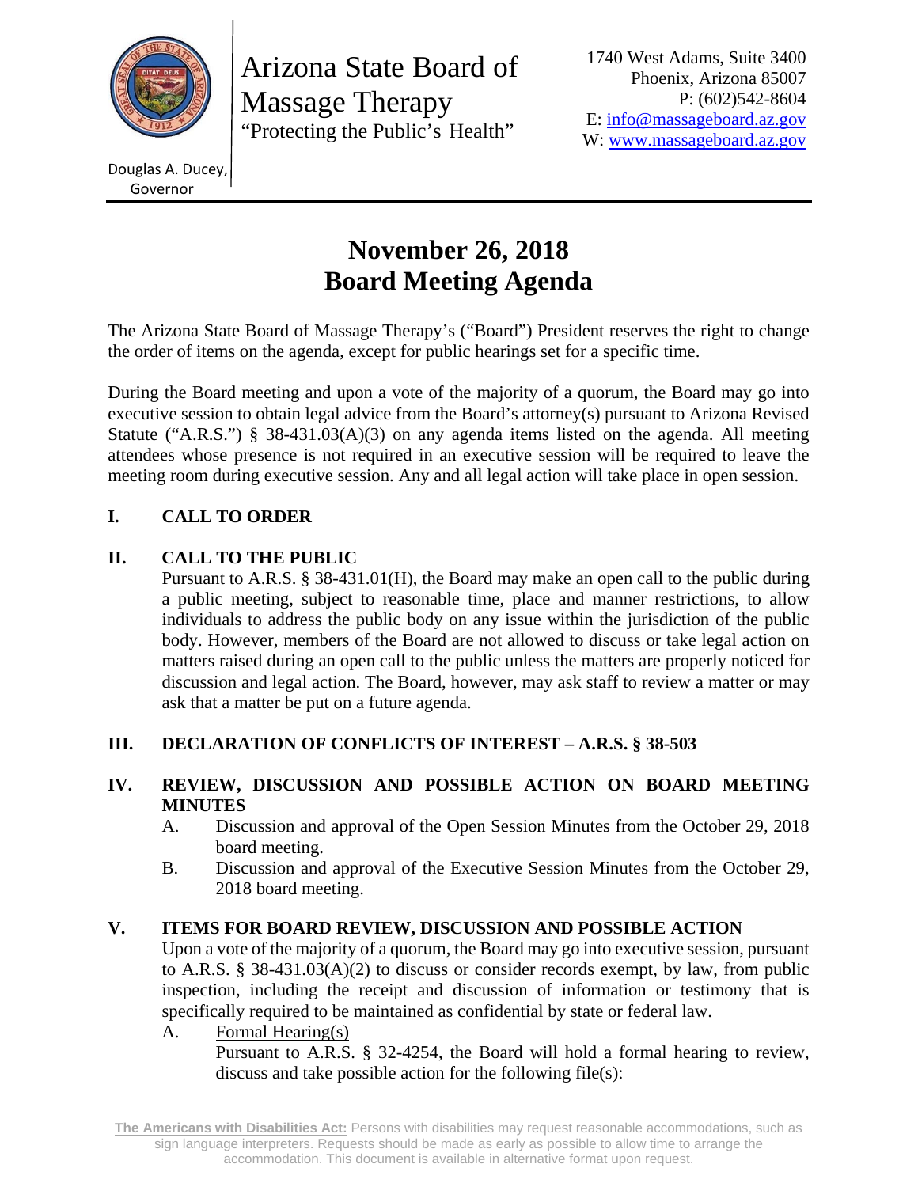Arizona State Board of Massage Therapy

"Protecting the Public's Health"

Douglas A. Ducey, Governor

1740 West Adams, Suite 3400
Phoenix, Arizona 85007
P: (602)542-8604
E: info@massageboard.az.gov
W: www.massageboard.az.gov

# November 26, 2018 Board Meeting Agenda

The Arizona State Board of Massage Therapy's ("Board") President reserves the right to change the order of items on the agenda, except for public hearings set for a specific time.

During the Board meeting and upon a vote of the majority of a quorum, the Board may go into executive session to obtain legal advice from the Board's attorney(s) pursuant to Arizona Revised Statute ("A.R.S.") § 38-431.03(A)(3) on any agenda items listed on the agenda. All meeting attendees whose presence is not required in an executive session will be required to leave the meeting room during executive session. Any and all legal action will take place in open session.

## I. CALL TO ORDER

## II. CALL TO THE PUBLIC

Pursuant to A.R.S. § 38-431.01(H), the Board may make an open call to the public during a public meeting, subject to reasonable time, place and manner restrictions, to allow individuals to address the public body on any issue within the jurisdiction of the public body. However, members of the Board are not allowed to discuss or take legal action on matters raised during an open call to the public unless the matters are properly noticed for discussion and legal action. The Board, however, may ask staff to review a matter or may ask that a matter be put on a future agenda.

## III. DECLARATION OF CONFLICTS OF INTEREST – A.R.S. § 38-503

## IV. REVIEW, DISCUSSION AND POSSIBLE ACTION ON BOARD MEETING MINUTES

A. Discussion and approval of the Open Session Minutes from the October 29, 2018 board meeting.

B. Discussion and approval of the Executive Session Minutes from the October 29, 2018 board meeting.

## V. ITEMS FOR BOARD REVIEW, DISCUSSION AND POSSIBLE ACTION

Upon a vote of the majority of a quorum, the Board may go into executive session, pursuant to A.R.S. § 38-431.03(A)(2) to discuss or consider records exempt, by law, from public inspection, including the receipt and discussion of information or testimony that is specifically required to be maintained as confidential by state or federal law.

A. Formal Hearing(s)

Pursuant to A.R.S. § 32-4254, the Board will hold a formal hearing to review, discuss and take possible action for the following file(s):

**The Americans with Disabilities Act:** Persons with disabilities may request reasonable accommodations, such as sign language interpreters. Requests should be made as early as possible to allow time to arrange the accommodation. This document is available in alternative format upon request.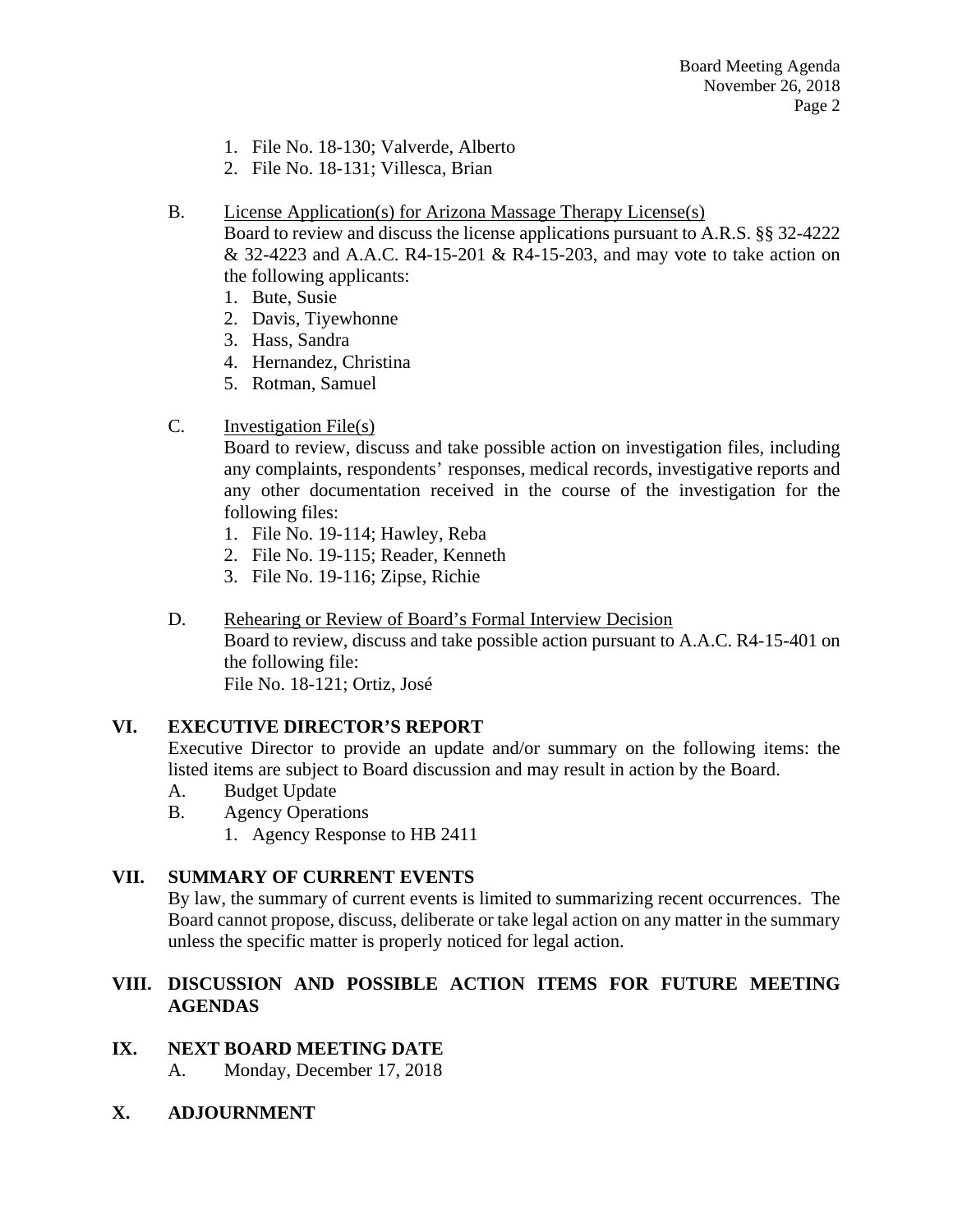1. File No. 18-130; Valverde, Alberto
2. File No. 18-131; Villesca, Brian

B. License Application(s) for Arizona Massage Therapy License(s)

Board to review and discuss the license applications pursuant to A.R.S. §§ 32-4222 & 32-4223 and A.A.C. R4-15-201 & R4-15-203, and may vote to take action on the following applicants:

1. Bute, Susie
2. Davis, Tiyewhonne
3. Hass, Sandra
4. Hernandez, Christina
5. Rotman, Samuel

C. Investigation File(s)

Board to review, discuss and take possible action on investigation files, including any complaints, respondents' responses, medical records, investigative reports and any other documentation received in the course of the investigation for the following files:

1. File No. 19-114; Hawley, Reba
2. File No. 19-115; Reader, Kenneth
3. File No. 19-116; Zipse, Richie

D. Rehearing or Review of Board's Formal Interview Decision

Board to review, discuss and take possible action pursuant to A.A.C. R4-15-401 on the following file:

File No. 18-121; Ortiz, José

## VI. EXECUTIVE DIRECTOR'S REPORT

Executive Director to provide an update and/or summary on the following items: the listed items are subject to Board discussion and may result in action by the Board.

A. Budget Update

B. Agency Operations

1. Agency Response to HB 2411

## VII. SUMMARY OF CURRENT EVENTS

By law, the summary of current events is limited to summarizing recent occurrences. The Board cannot propose, discuss, deliberate or take legal action on any matter in the summary unless the specific matter is properly noticed for legal action.

## VIII. DISCUSSION AND POSSIBLE ACTION ITEMS FOR FUTURE MEETING AGENDAS

## IX. NEXT BOARD MEETING DATE

A. Monday, December 17, 2018

## X. ADJOURNMENT